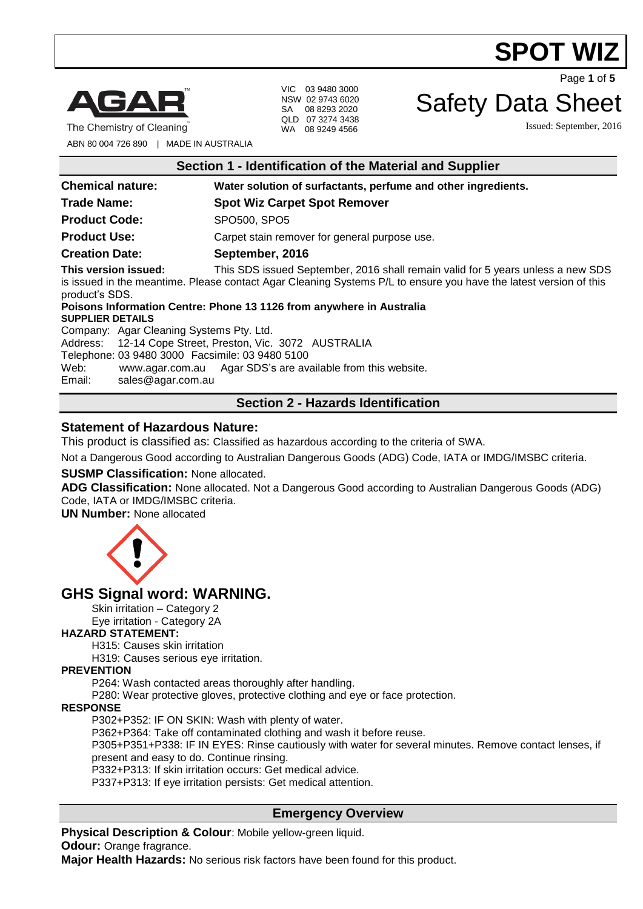# SPOT WIZ

AGAR
The Chemistry of Cleaning™
ABN 80 004 726 890 | MADE IN AUSTRALIA

VIC 03 9480 3000
NSW 02 9743 6020
SA 08 8293 2020
QLD 07 3274 3438
WA 08 9249 4566

# Safety Data Sheet

Issued: September, 2016

## Section 1 - Identification of the Material and Supplier

**Chemical nature:** **Water solution of surfactants, perfume and other ingredients.**

**Trade Name:** **Spot Wiz Carpet Spot Remover**

**Product Code:** SPO500, SPO5

**Product Use:** Carpet stain remover for general purpose use.

**Creation Date:** **September, 2016**

**This version issued:** This SDS issued September, 2016 shall remain valid for 5 years unless a new SDS is issued in the meantime. Please contact Agar Cleaning Systems P/L to ensure you have the latest version of this product's SDS.

**Poisons Information Centre: Phone 13 1126 from anywhere in Australia**

**SUPPLIER DETAILS**

Company: Agar Cleaning Systems Pty. Ltd.
Address: 12-14 Cope Street, Preston, Vic. 3072 AUSTRALIA
Telephone: 03 9480 3000 Facsimile: 03 9480 5100
Web: www.agar.com.au Agar SDS's are available from this website.
Email: sales@agar.com.au

## Section 2 - Hazards Identification

### Statement of Hazardous Nature:

This product is classified as: Classified as hazardous according to the criteria of SWA.

Not a Dangerous Good according to Australian Dangerous Goods (ADG) Code, IATA or IMDG/IMSBC criteria.

**SUSMP Classification:** None allocated.

**ADG Classification:** None allocated. Not a Dangerous Good according to Australian Dangerous Goods (ADG) Code, IATA or IMDG/IMSBC criteria.

**UN Number:** None allocated

## GHS Signal word: WARNING.

Skin irritation – Category 2
Eye irritation - Category 2A

**HAZARD STATEMENT:**

H315: Causes skin irritation
H319: Causes serious eye irritation.

**PREVENTION**

P264: Wash contacted areas thoroughly after handling.
P280: Wear protective gloves, protective clothing and eye or face protection.

**RESPONSE**

P302+P352: IF ON SKIN: Wash with plenty of water.
P362+P364: Take off contaminated clothing and wash it before reuse.
P305+P351+P338: IF IN EYES: Rinse cautiously with water for several minutes. Remove contact lenses, if present and easy to do. Continue rinsing.
P332+P313: If skin irritation occurs: Get medical advice.
P337+P313: If eye irritation persists: Get medical attention.

## Emergency Overview

**Physical Description & Colour**: Mobile yellow-green liquid.

**Odour:** Orange fragrance.

**Major Health Hazards:** No serious risk factors have been found for this product.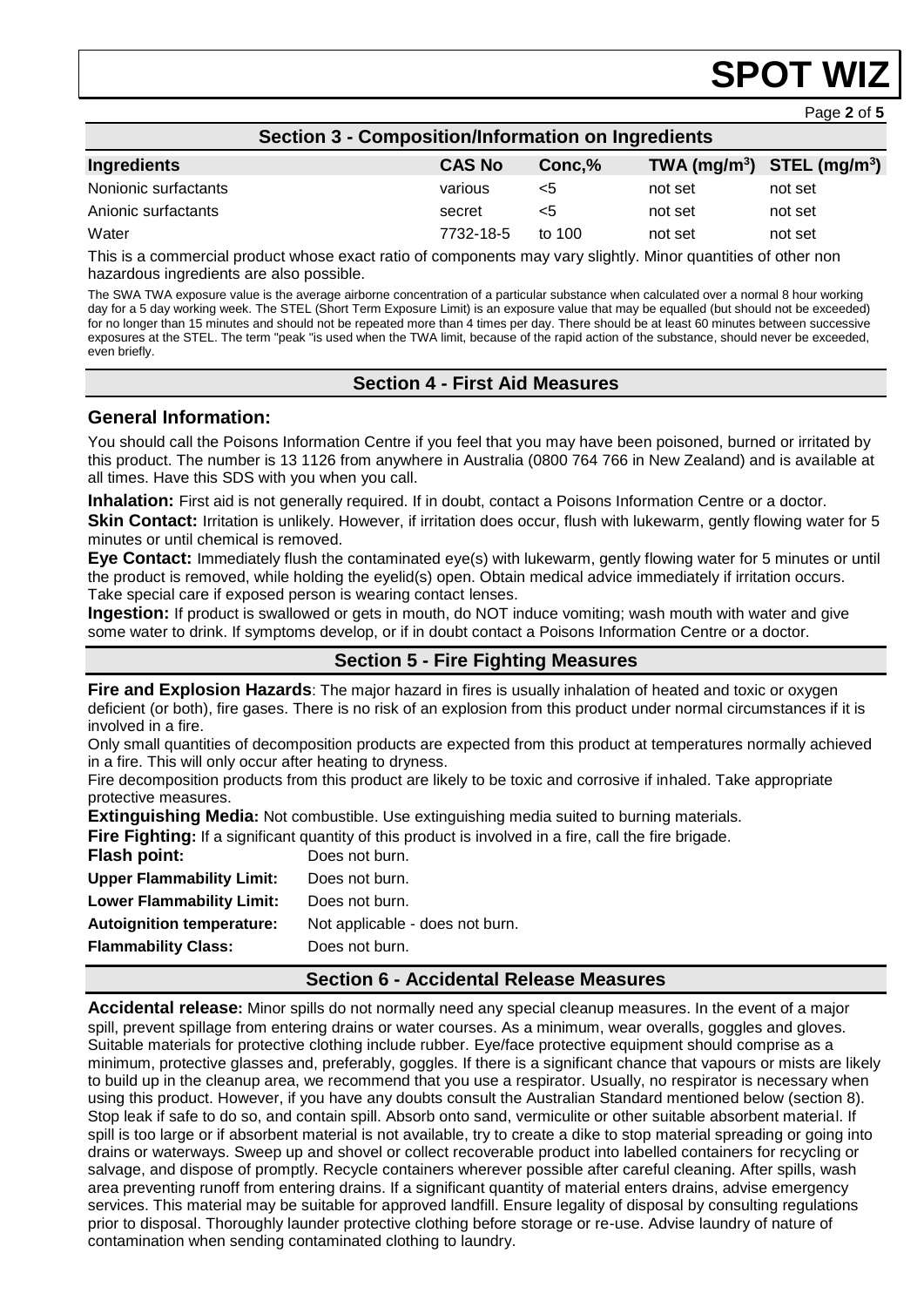## Section 3 - Composition/Information on Ingredients

| Ingredients | CAS No | Conc,% | TWA ($mg/m^3$) | STEL ($mg/m^3$) |
|---|---|---|---|---|
| Nonionic surfactants | various | <5 | not set | not set |
| Anionic surfactants | secret | <5 | not set | not set |
| Water | 7732-18-5 | to 100 | not set | not set |

This is a commercial product whose exact ratio of components may vary slightly. Minor quantities of other non hazardous ingredients are also possible.

The SWA TWA exposure value is the average airborne concentration of a particular substance when calculated over a normal 8 hour working day for a 5 day working week. The STEL (Short Term Exposure Limit) is an exposure value that may be equalled (but should not be exceeded) for no longer than 15 minutes and should not be repeated more than 4 times per day. There should be at least 60 minutes between successive exposures at the STEL. The term "peak "is used when the TWA limit, because of the rapid action of the substance, should never be exceeded, even briefly.

## Section 4 - First Aid Measures

### General Information:

You should call the Poisons Information Centre if you feel that you may have been poisoned, burned or irritated by this product. The number is 13 1126 from anywhere in Australia (0800 764 766 in New Zealand) and is available at all times. Have this SDS with you when you call.

**Inhalation:** First aid is not generally required. If in doubt, contact a Poisons Information Centre or a doctor.
**Skin Contact:** Irritation is unlikely. However, if irritation does occur, flush with lukewarm, gently flowing water for 5 minutes or until chemical is removed.
**Eye Contact:** Immediately flush the contaminated eye(s) with lukewarm, gently flowing water for 5 minutes or until the product is removed, while holding the eyelid(s) open. Obtain medical advice immediately if irritation occurs. Take special care if exposed person is wearing contact lenses.
**Ingestion:** If product is swallowed or gets in mouth, do NOT induce vomiting; wash mouth with water and give some water to drink. If symptoms develop, or if in doubt contact a Poisons Information Centre or a doctor.

## Section 5 - Fire Fighting Measures

**Fire and Explosion Hazards**: The major hazard in fires is usually inhalation of heated and toxic or oxygen deficient (or both), fire gases. There is no risk of an explosion from this product under normal circumstances if it is involved in a fire.
Only small quantities of decomposition products are expected from this product at temperatures normally achieved in a fire. This will only occur after heating to dryness.
Fire decomposition products from this product are likely to be toxic and corrosive if inhaled. Take appropriate protective measures.
**Extinguishing Media:** Not combustible. Use extinguishing media suited to burning materials.
**Fire Fighting:** If a significant quantity of this product is involved in a fire, call the fire brigade.

| | |
|---|---|
| **Flash point:** | Does not burn. |
| **Upper Flammability Limit:** | Does not burn. |
| **Lower Flammability Limit:** | Does not burn. |
| **Autoignition temperature:** | Not applicable - does not burn. |
| **Flammability Class:** | Does not burn. |

## Section 6 - Accidental Release Measures

**Accidental release:** Minor spills do not normally need any special cleanup measures. In the event of a major spill, prevent spillage from entering drains or water courses. As a minimum, wear overalls, goggles and gloves. Suitable materials for protective clothing include rubber. Eye/face protective equipment should comprise as a minimum, protective glasses and, preferably, goggles. If there is a significant chance that vapours or mists are likely to build up in the cleanup area, we recommend that you use a respirator. Usually, no respirator is necessary when using this product. However, if you have any doubts consult the Australian Standard mentioned below (section 8). Stop leak if safe to do so, and contain spill. Absorb onto sand, vermiculite or other suitable absorbent material. If spill is too large or if absorbent material is not available, try to create a dike to stop material spreading or going into drains or waterways. Sweep up and shovel or collect recoverable product into labelled containers for recycling or salvage, and dispose of promptly. Recycle containers wherever possible after careful cleaning. After spills, wash area preventing runoff from entering drains. If a significant quantity of material enters drains, advise emergency services. This material may be suitable for approved landfill. Ensure legality of disposal by consulting regulations prior to disposal. Thoroughly launder protective clothing before storage or re-use. Advise laundry of nature of contamination when sending contaminated clothing to laundry.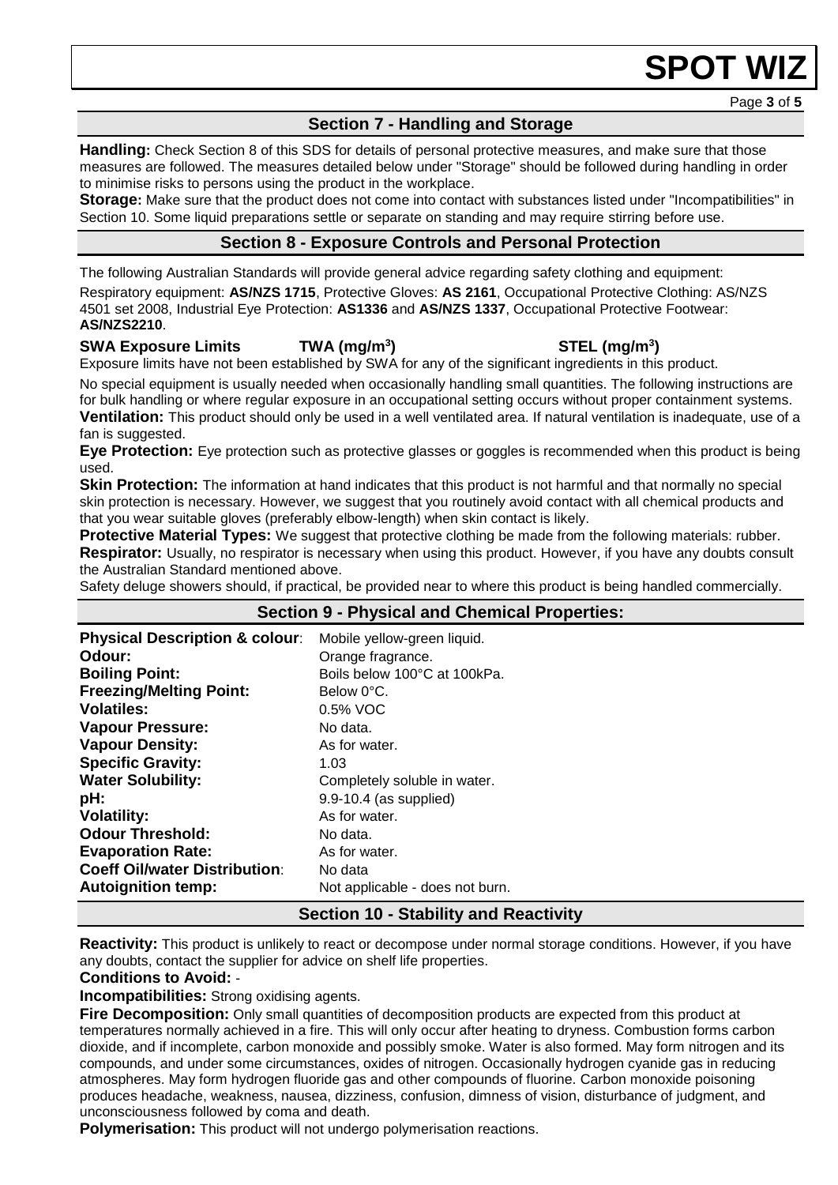## Section 7 - Handling and Storage

**Handling:** Check Section 8 of this SDS for details of personal protective measures, and make sure that those measures are followed. The measures detailed below under "Storage" should be followed during handling in order to minimise risks to persons using the product in the workplace.
**Storage:** Make sure that the product does not come into contact with substances listed under "Incompatibilities" in Section 10. Some liquid preparations settle or separate on standing and may require stirring before use.

## Section 8 - Exposure Controls and Personal Protection

The following Australian Standards will provide general advice regarding safety clothing and equipment:
Respiratory equipment: **AS/NZS 1715**, Protective Gloves: **AS 2161**, Occupational Protective Clothing: AS/NZS 4501 set 2008, Industrial Eye Protection: **AS1336** and **AS/NZS 1337**, Occupational Protective Footwear: **AS/NZS2210**.

| **SWA Exposure Limits** | **TWA ($mg/m^3$)** | **STEL ($mg/m^3$)** |
|---|---|---|

Exposure limits have not been established by SWA for any of the significant ingredients in this product.

No special equipment is usually needed when occasionally handling small quantities. The following instructions are for bulk handling or where regular exposure in an occupational setting occurs without proper containment systems.
**Ventilation:** This product should only be used in a well ventilated area. If natural ventilation is inadequate, use of a fan is suggested.
**Eye Protection:** Eye protection such as protective glasses or goggles is recommended when this product is being used.
**Skin Protection:** The information at hand indicates that this product is not harmful and that normally no special skin protection is necessary. However, we suggest that you routinely avoid contact with all chemical products and that you wear suitable gloves (preferably elbow-length) when skin contact is likely.
**Protective Material Types:** We suggest that protective clothing be made from the following materials: rubber.
**Respirator:** Usually, no respirator is necessary when using this product. However, if you have any doubts consult the Australian Standard mentioned above.
Safety deluge showers should, if practical, be provided near to where this product is being handled commercially.

## Section 9 - Physical and Chemical Properties:

| | |
|---|---|
| **Physical Description & colour**: | Mobile yellow-green liquid. |
| **Odour:** | Orange fragrance. |
| **Boiling Point:** | Boils below 100°C at 100kPa. |
| **Freezing/Melting Point:** | Below 0°C. |
| **Volatiles:** | 0.5% VOC |
| **Vapour Pressure:** | No data. |
| **Vapour Density:** | As for water. |
| **Specific Gravity:** | 1.03 |
| **Water Solubility:** | Completely soluble in water. |
| **pH:** | 9.9-10.4 (as supplied) |
| **Volatility:** | As for water. |
| **Odour Threshold:** | No data. |
| **Evaporation Rate:** | As for water. |
| **Coeff Oil/water Distribution**: | No data |
| **Autoignition temp:** | Not applicable - does not burn. |

## Section 10 - Stability and Reactivity

**Reactivity:** This product is unlikely to react or decompose under normal storage conditions. However, if you have any doubts, contact the supplier for advice on shelf life properties.
**Conditions to Avoid:** -
**Incompatibilities:** Strong oxidising agents.
**Fire Decomposition:** Only small quantities of decomposition products are expected from this product at temperatures normally achieved in a fire. This will only occur after heating to dryness. Combustion forms carbon dioxide, and if incomplete, carbon monoxide and possibly smoke. Water is also formed. May form nitrogen and its compounds, and under some circumstances, oxides of nitrogen. Occasionally hydrogen cyanide gas in reducing atmospheres. May form hydrogen fluoride gas and other compounds of fluorine. Carbon monoxide poisoning produces headache, weakness, nausea, dizziness, confusion, dimness of vision, disturbance of judgment, and unconsciousness followed by coma and death.
**Polymerisation:** This product will not undergo polymerisation reactions.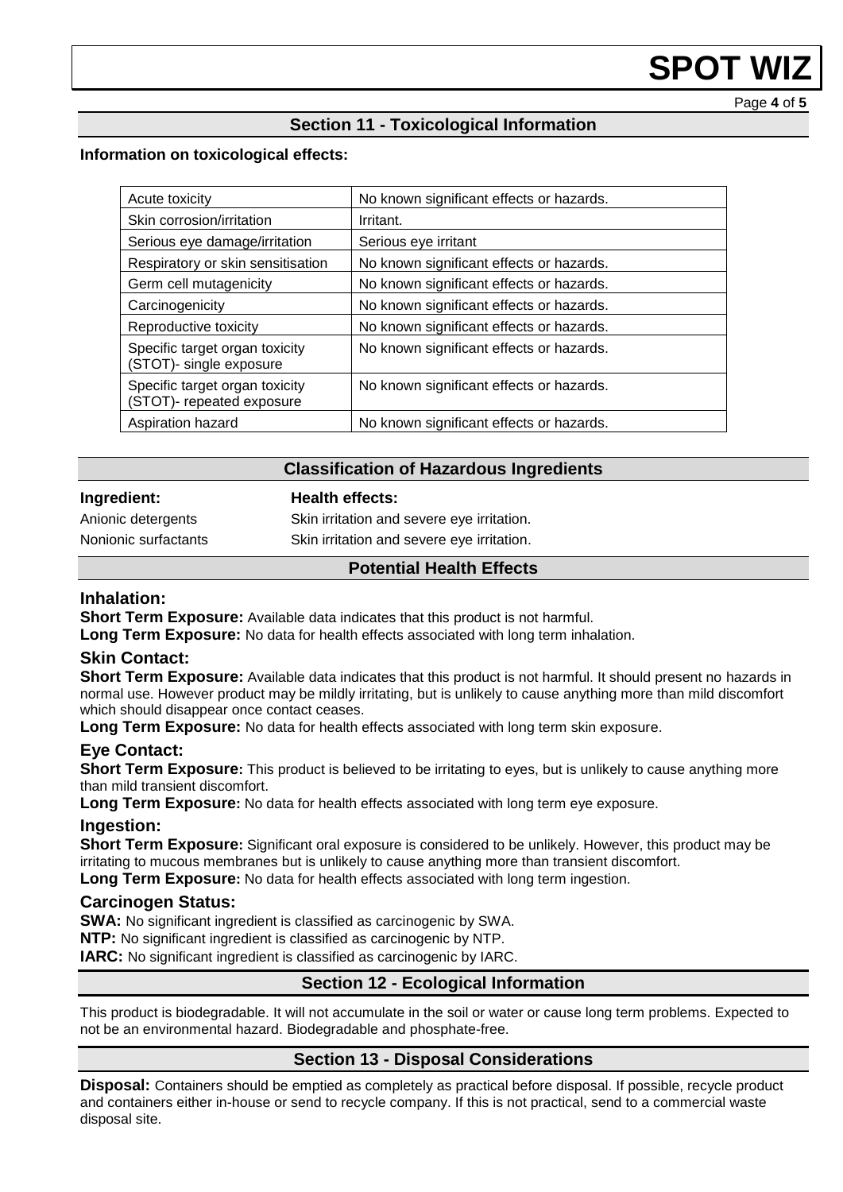## Section 11 - Toxicological Information

**Information on toxicological effects:**

| | |
|---|---|
| Acute toxicity | No known significant effects or hazards. |
| Skin corrosion/irritation | Irritant. |
| Serious eye damage/irritation | Serious eye irritant |
| Respiratory or skin sensitisation | No known significant effects or hazards. |
| Germ cell mutagenicity | No known significant effects or hazards. |
| Carcinogenicity | No known significant effects or hazards. |
| Reproductive toxicity | No known significant effects or hazards. |
| Specific target organ toxicity (STOT)- single exposure | No known significant effects or hazards. |
| Specific target organ toxicity (STOT)- repeated exposure | No known significant effects or hazards. |
| Aspiration hazard | No known significant effects or hazards. |

### Classification of Hazardous Ingredients

| Ingredient: | Health effects: |
|---|---|
| Anionic detergents | Skin irritation and severe eye irritation. |
| Nonionic surfactants | Skin irritation and severe eye irritation. |

### Potential Health Effects

#### Inhalation:

**Short Term Exposure:** Available data indicates that this product is not harmful.

**Long Term Exposure:** No data for health effects associated with long term inhalation.

#### Skin Contact:

**Short Term Exposure:** Available data indicates that this product is not harmful. It should present no hazards in normal use. However product may be mildly irritating, but is unlikely to cause anything more than mild discomfort which should disappear once contact ceases.

**Long Term Exposure:** No data for health effects associated with long term skin exposure.

#### Eye Contact:

**Short Term Exposure:** This product is believed to be irritating to eyes, but is unlikely to cause anything more than mild transient discomfort.

**Long Term Exposure:** No data for health effects associated with long term eye exposure.

#### Ingestion:

**Short Term Exposure:** Significant oral exposure is considered to be unlikely. However, this product may be irritating to mucous membranes but is unlikely to cause anything more than transient discomfort.

**Long Term Exposure:** No data for health effects associated with long term ingestion.

#### Carcinogen Status:

**SWA:** No significant ingredient is classified as carcinogenic by SWA.

**NTP:** No significant ingredient is classified as carcinogenic by NTP.

**IARC:** No significant ingredient is classified as carcinogenic by IARC.

## Section 12 - Ecological Information

This product is biodegradable. It will not accumulate in the soil or water or cause long term problems. Expected to not be an environmental hazard. Biodegradable and phosphate-free.

## Section 13 - Disposal Considerations

**Disposal:** Containers should be emptied as completely as practical before disposal. If possible, recycle product and containers either in-house or send to recycle company. If this is not practical, send to a commercial waste disposal site.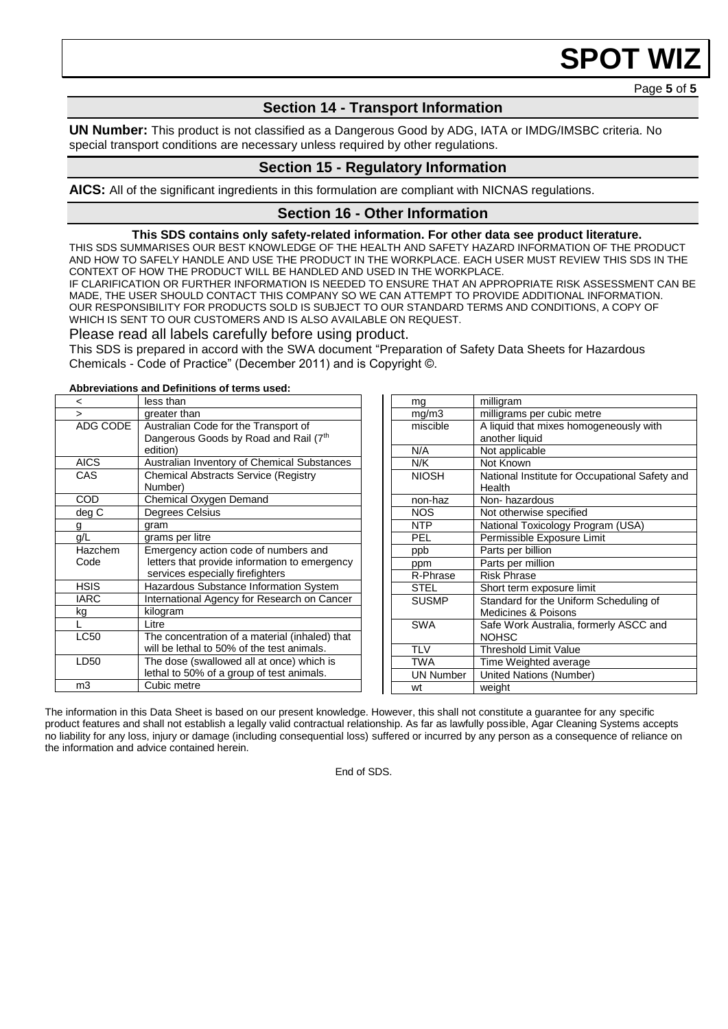## Section 14 - Transport Information

**UN Number:** This product is not classified as a Dangerous Good by ADG, IATA or IMDG/IMSBC criteria. No special transport conditions are necessary unless required by other regulations.

## Section 15 - Regulatory Information

**AICS:** All of the significant ingredients in this formulation are compliant with NICNAS regulations.

## Section 16 - Other Information

**This SDS contains only safety-related information. For other data see product literature.**

THIS SDS SUMMARISES OUR BEST KNOWLEDGE OF THE HEALTH AND SAFETY HAZARD INFORMATION OF THE PRODUCT AND HOW TO SAFELY HANDLE AND USE THE PRODUCT IN THE WORKPLACE. EACH USER MUST REVIEW THIS SDS IN THE CONTEXT OF HOW THE PRODUCT WILL BE HANDLED AND USED IN THE WORKPLACE.
IF CLARIFICATION OR FURTHER INFORMATION IS NEEDED TO ENSURE THAT AN APPROPRIATE RISK ASSESSMENT CAN BE MADE, THE USER SHOULD CONTACT THIS COMPANY SO WE CAN ATTEMPT TO PROVIDE ADDITIONAL INFORMATION.
OUR RESPONSIBILITY FOR PRODUCTS SOLD IS SUBJECT TO OUR STANDARD TERMS AND CONDITIONS, A COPY OF WHICH IS SENT TO OUR CUSTOMERS AND IS ALSO AVAILABLE ON REQUEST.

Please read all labels carefully before using product.

This SDS is prepared in accord with the SWA document "Preparation of Safety Data Sheets for Hazardous Chemicals - Code of Practice" (December 2011) and is Copyright ©.

**Abbreviations and Definitions of terms used:**

| | |
|---|---|
| < | less than |
| > | greater than |
| ADG CODE | Australian Code for the Transport of Dangerous Goods by Road and Rail (7th edition) |
| AICS | Australian Inventory of Chemical Substances |
| CAS | Chemical Abstracts Service (Registry Number) |
| COD | Chemical Oxygen Demand |
| deg C | Degrees Celsius |
| g | gram |
| g/L | grams per litre |
| Hazchem Code | Emergency action code of numbers and letters that provide information to emergency services especially firefighters |
| HSIS | Hazardous Substance Information System |
| IARC | International Agency for Research on Cancer |
| kg | kilogram |
| L | Litre |
| LC50 | The concentration of a material (inhaled) that will be lethal to 50% of the test animals. |
| LD50 | The dose (swallowed all at once) which is lethal to 50% of a group of test animals. |
| m3 | Cubic metre |

| | |
|---|---|
| mg | milligram |
| mg/m3 | milligrams per cubic metre |
| miscible | A liquid that mixes homogeneously with another liquid |
| N/A | Not applicable |
| N/K | Not Known |
| NIOSH | National Institute for Occupational Safety and Health |
| non-haz | Non- hazardous |
| NOS | Not otherwise specified |
| NTP | National Toxicology Program (USA) |
| PEL | Permissible Exposure Limit |
| ppb | Parts per billion |
| ppm | Parts per million |
| R-Phrase | Risk Phrase |
| STEL | Short term exposure limit |
| SUSMP | Standard for the Uniform Scheduling of Medicines & Poisons |
| SWA | Safe Work Australia, formerly ASCC and NOHSC |
| TLV | Threshold Limit Value |
| TWA | Time Weighted average |
| UN Number | United Nations (Number) |
| wt | weight |

The information in this Data Sheet is based on our present knowledge. However, this shall not constitute a guarantee for any specific product features and shall not establish a legally valid contractual relationship. As far as lawfully possible, Agar Cleaning Systems accepts no liability for any loss, injury or damage (including consequential loss) suffered or incurred by any person as a consequence of reliance on the information and advice contained herein.

End of SDS.